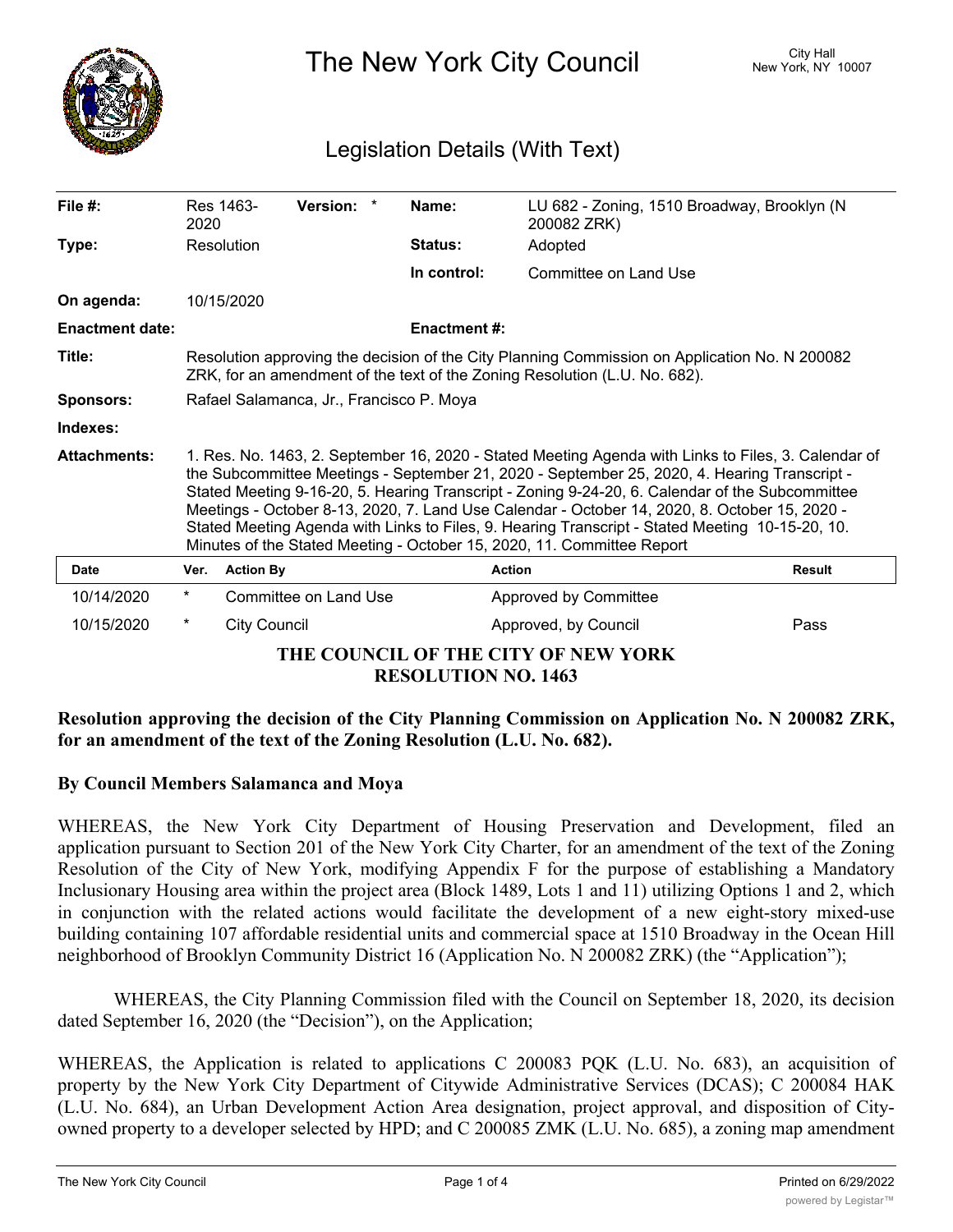# The New York City Council

City Hall
New York, NY 10007

## Legislation Details (With Text)

| | | | |
|---|---|---|---|
| **File #:** | Res 1463-2020 **Version:** * | **Name:** | LU 682 - Zoning, 1510 Broadway, Brooklyn (N 200082 ZRK) |
| **Type:** | Resolution | **Status:** | Adopted |
| | | **In control:** | Committee on Land Use |
| **On agenda:** | 10/15/2020 | | |
| **Enactment date:** | | **Enactment #:** | |

**Title:** Resolution approving the decision of the City Planning Commission on Application No. N 200082 ZRK, for an amendment of the text of the Zoning Resolution (L.U. No. 682).

**Sponsors:** Rafael Salamanca, Jr., Francisco P. Moya

**Indexes:**

**Attachments:** 1. Res. No. 1463, 2. September 16, 2020 - Stated Meeting Agenda with Links to Files, 3. Calendar of the Subcommittee Meetings - September 21, 2020 - September 25, 2020, 4. Hearing Transcript - Stated Meeting 9-16-20, 5. Hearing Transcript - Zoning 9-24-20, 6. Calendar of the Subcommittee Meetings - October 8-13, 2020, 7. Land Use Calendar - October 14, 2020, 8. October 15, 2020 - Stated Meeting Agenda with Links to Files, 9. Hearing Transcript - Stated Meeting 10-15-20, 10. Minutes of the Stated Meeting - October 15, 2020, 11. Committee Report

| Date | Ver. | Action By | Action | Result |
|---|---|---|---|---|
| 10/14/2020 | * | Committee on Land Use | Approved by Committee | |
| 10/15/2020 | * | City Council | Approved, by Council | Pass |

**THE COUNCIL OF THE CITY OF NEW YORK**
**RESOLUTION NO. 1463**

**Resolution approving the decision of the City Planning Commission on Application No. N 200082 ZRK, for an amendment of the text of the Zoning Resolution (L.U. No. 682).**

**By Council Members Salamanca and Moya**

WHEREAS, the New York City Department of Housing Preservation and Development, filed an application pursuant to Section 201 of the New York City Charter, for an amendment of the text of the Zoning Resolution of the City of New York, modifying Appendix F for the purpose of establishing a Mandatory Inclusionary Housing area within the project area (Block 1489, Lots 1 and 11) utilizing Options 1 and 2, which in conjunction with the related actions would facilitate the development of a new eight-story mixed-use building containing 107 affordable residential units and commercial space at 1510 Broadway in the Ocean Hill neighborhood of Brooklyn Community District 16 (Application No. N 200082 ZRK) (the "Application");

WHEREAS, the City Planning Commission filed with the Council on September 18, 2020, its decision dated September 16, 2020 (the "Decision"), on the Application;

WHEREAS, the Application is related to applications C 200083 PQK (L.U. No. 683), an acquisition of property by the New York City Department of Citywide Administrative Services (DCAS); C 200084 HAK (L.U. No. 684), an Urban Development Action Area designation, project approval, and disposition of City-owned property to a developer selected by HPD; and C 200085 ZMK (L.U. No. 685), a zoning map amendment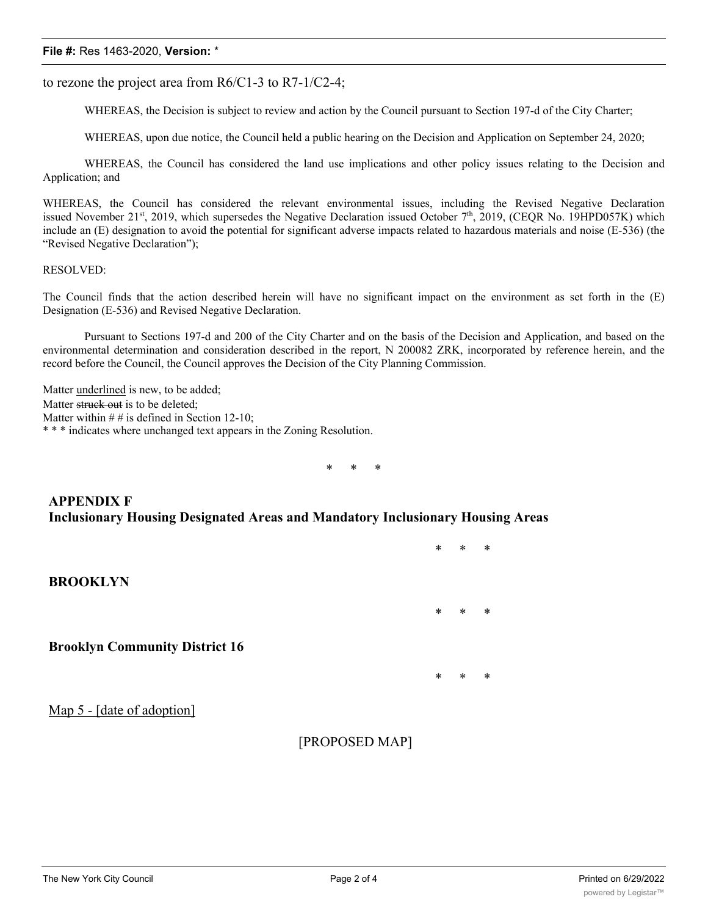to rezone the project area from R6/C1-3 to R7-1/C2-4;

WHEREAS, the Decision is subject to review and action by the Council pursuant to Section 197-d of the City Charter;

WHEREAS, upon due notice, the Council held a public hearing on the Decision and Application on September 24, 2020;

WHEREAS, the Council has considered the land use implications and other policy issues relating to the Decision and Application; and

WHEREAS, the Council has considered the relevant environmental issues, including the Revised Negative Declaration issued November 21st, 2019, which supersedes the Negative Declaration issued October 7th, 2019, (CEQR No. 19HPD057K) which include an (E) designation to avoid the potential for significant adverse impacts related to hazardous materials and noise (E-536) (the "Revised Negative Declaration");

RESOLVED:

The Council finds that the action described herein will have no significant impact on the environment as set forth in the (E) Designation (E-536) and Revised Negative Declaration.

Pursuant to Sections 197-d and 200 of the City Charter and on the basis of the Decision and Application, and based on the environmental determination and consideration described in the report, N 200082 ZRK, incorporated by reference herein, and the record before the Council, the Council approves the Decision of the City Planning Commission.

Matter <u>underlined</u> is new, to be added;
Matter ~~struck out~~ is to be deleted;
Matter within # # is defined in Section 12-10;
* * * indicates where unchanged text appears in the Zoning Resolution.

* * *

## APPENDIX F
## Inclusionary Housing Designated Areas and Mandatory Inclusionary Housing Areas

* * *

**BROOKLYN**

* * *

**Brooklyn Community District 16**

* * *

<u>Map 5 - [date of adoption]</u>

[PROPOSED MAP]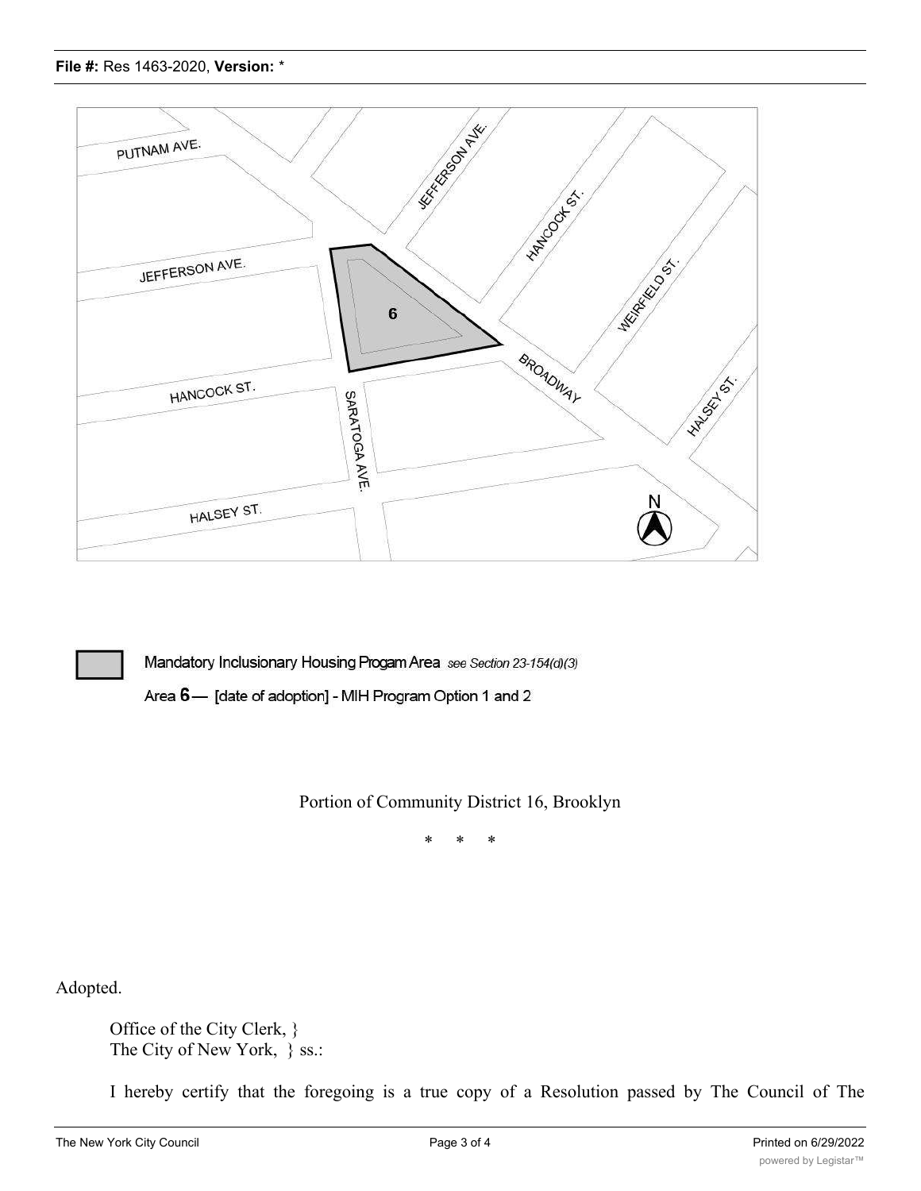Mandatory Inclusionary Housing Progam Area *see Section 23-154(d)(3)*

Area **6** — [date of adoption] - MIH Program Option 1 and 2

Portion of Community District 16, Brooklyn

\* \* \*

Adopted.

Office of the City Clerk, }
The City of New York, } ss.:

I hereby certify that the foregoing is a true copy of a Resolution passed by The Council of The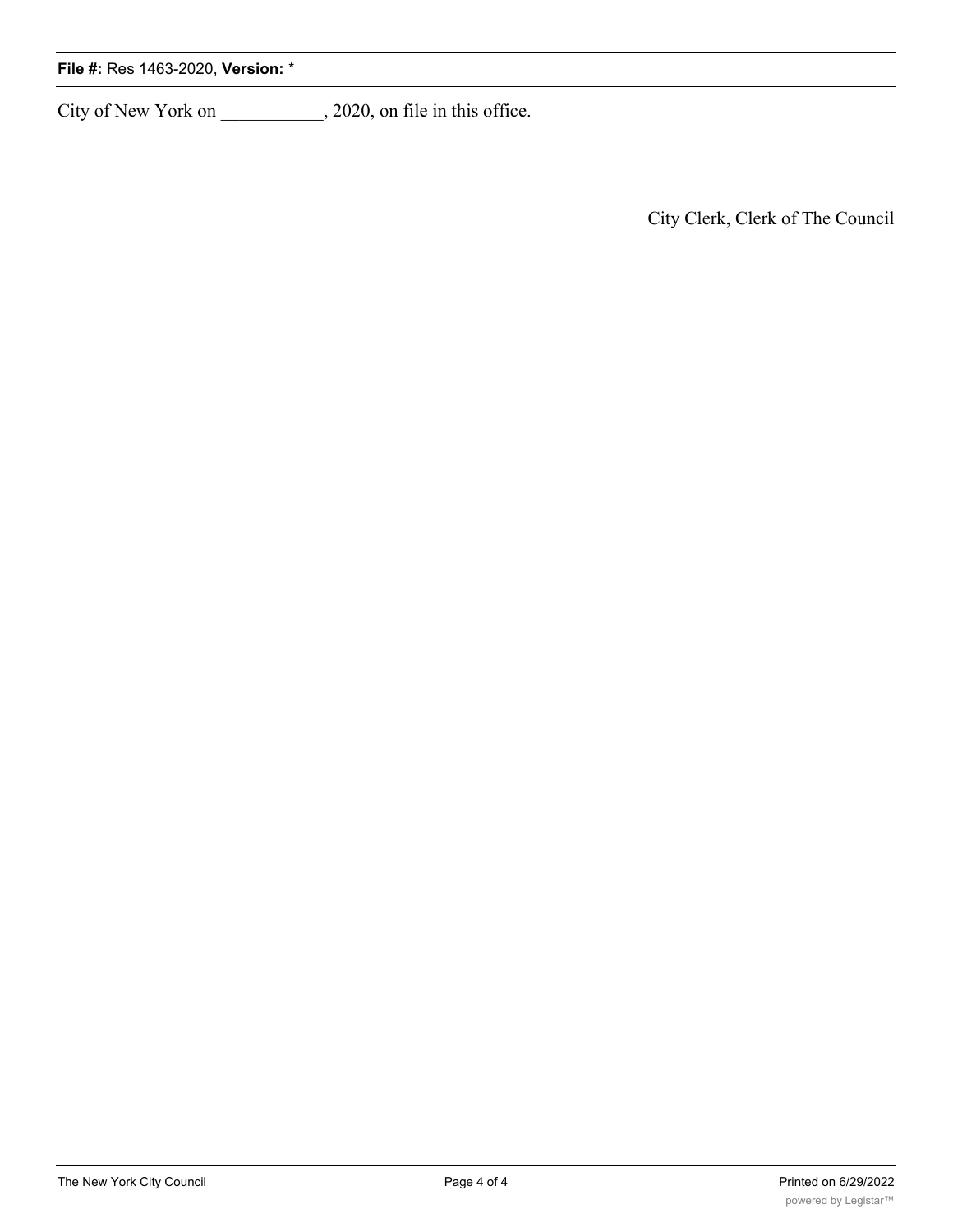City of New York on ___________, 2020, on file in this office.

City Clerk, Clerk of The Council